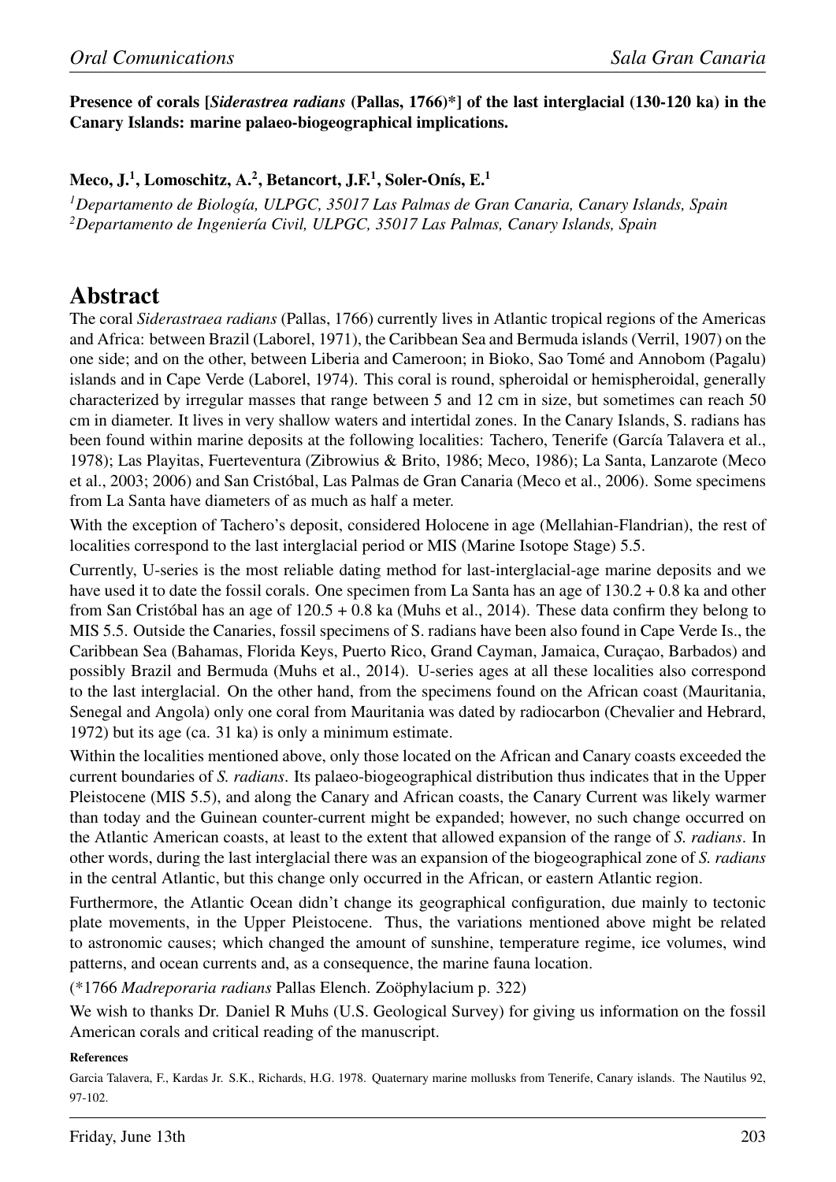**Presence of corals [*Siderastrea radians* (Pallas, 1766)*] of the last interglacial (130-120 ka) in the Canary Islands: marine palaeo-biogeographical implications.**

**Meco, J.[1], Lomoschitz, A.[2], Betancort, J.F.[1], Soler-Onís, E.[1]**

*[1]Departamento de Biología, ULPGC, 35017 Las Palmas de Gran Canaria, Canary Islands, Spain*
*[2]Departamento de Ingeniería Civil, ULPGC, 35017 Las Palmas, Canary Islands, Spain*

# Abstract

The coral *Siderastraea radians* (Pallas, 1766) currently lives in Atlantic tropical regions of the Americas and Africa: between Brazil (Laborel, 1971), the Caribbean Sea and Bermuda islands (Verril, 1907) on the one side; and on the other, between Liberia and Cameroon; in Bioko, Sao Tomé and Annobom (Pagalu) islands and in Cape Verde (Laborel, 1974). This coral is round, spheroidal or hemispheroidal, generally characterized by irregular masses that range between 5 and 12 cm in size, but sometimes can reach 50 cm in diameter. It lives in very shallow waters and intertidal zones. In the Canary Islands, S. radians has been found within marine deposits at the following localities: Tachero, Tenerife (García Talavera et al., 1978); Las Playitas, Fuerteventura (Zibrowius & Brito, 1986; Meco, 1986); La Santa, Lanzarote (Meco et al., 2003; 2006) and San Cristóbal, Las Palmas de Gran Canaria (Meco et al., 2006). Some specimens from La Santa have diameters of as much as half a meter.

With the exception of Tachero's deposit, considered Holocene in age (Mellahian-Flandrian), the rest of localities correspond to the last interglacial period or MIS (Marine Isotope Stage) 5.5.

Currently, U-series is the most reliable dating method for last-interglacial-age marine deposits and we have used it to date the fossil corals. One specimen from La Santa has an age of 130.2 + 0.8 ka and other from San Cristóbal has an age of 120.5 + 0.8 ka (Muhs et al., 2014). These data confirm they belong to MIS 5.5. Outside the Canaries, fossil specimens of S. radians have been also found in Cape Verde Is., the Caribbean Sea (Bahamas, Florida Keys, Puerto Rico, Grand Cayman, Jamaica, Curaçao, Barbados) and possibly Brazil and Bermuda (Muhs et al., 2014). U-series ages at all these localities also correspond to the last interglacial. On the other hand, from the specimens found on the African coast (Mauritania, Senegal and Angola) only one coral from Mauritania was dated by radiocarbon (Chevalier and Hebrard, 1972) but its age (ca. 31 ka) is only a minimum estimate.

Within the localities mentioned above, only those located on the African and Canary coasts exceeded the current boundaries of *S. radians*. Its palaeo-biogeographical distribution thus indicates that in the Upper Pleistocene (MIS 5.5), and along the Canary and African coasts, the Canary Current was likely warmer than today and the Guinean counter-current might be expanded; however, no such change occurred on the Atlantic American coasts, at least to the extent that allowed expansion of the range of *S. radians*. In other words, during the last interglacial there was an expansion of the biogeographical zone of *S. radians* in the central Atlantic, but this change only occurred in the African, or eastern Atlantic region.

Furthermore, the Atlantic Ocean didn't change its geographical configuration, due mainly to tectonic plate movements, in the Upper Pleistocene. Thus, the variations mentioned above might be related to astronomic causes; which changed the amount of sunshine, temperature regime, ice volumes, wind patterns, and ocean currents and, as a consequence, the marine fauna location.

(*1766 *Madreporaria radians* Pallas Elench. Zoöphylacium p. 322)

We wish to thanks Dr. Daniel R Muhs (U.S. Geological Survey) for giving us information on the fossil American corals and critical reading of the manuscript.

**References**

Garcia Talavera, F., Kardas Jr. S.K., Richards, H.G. 1978. Quaternary marine mollusks from Tenerife, Canary islands. The Nautilus 92, 97-102.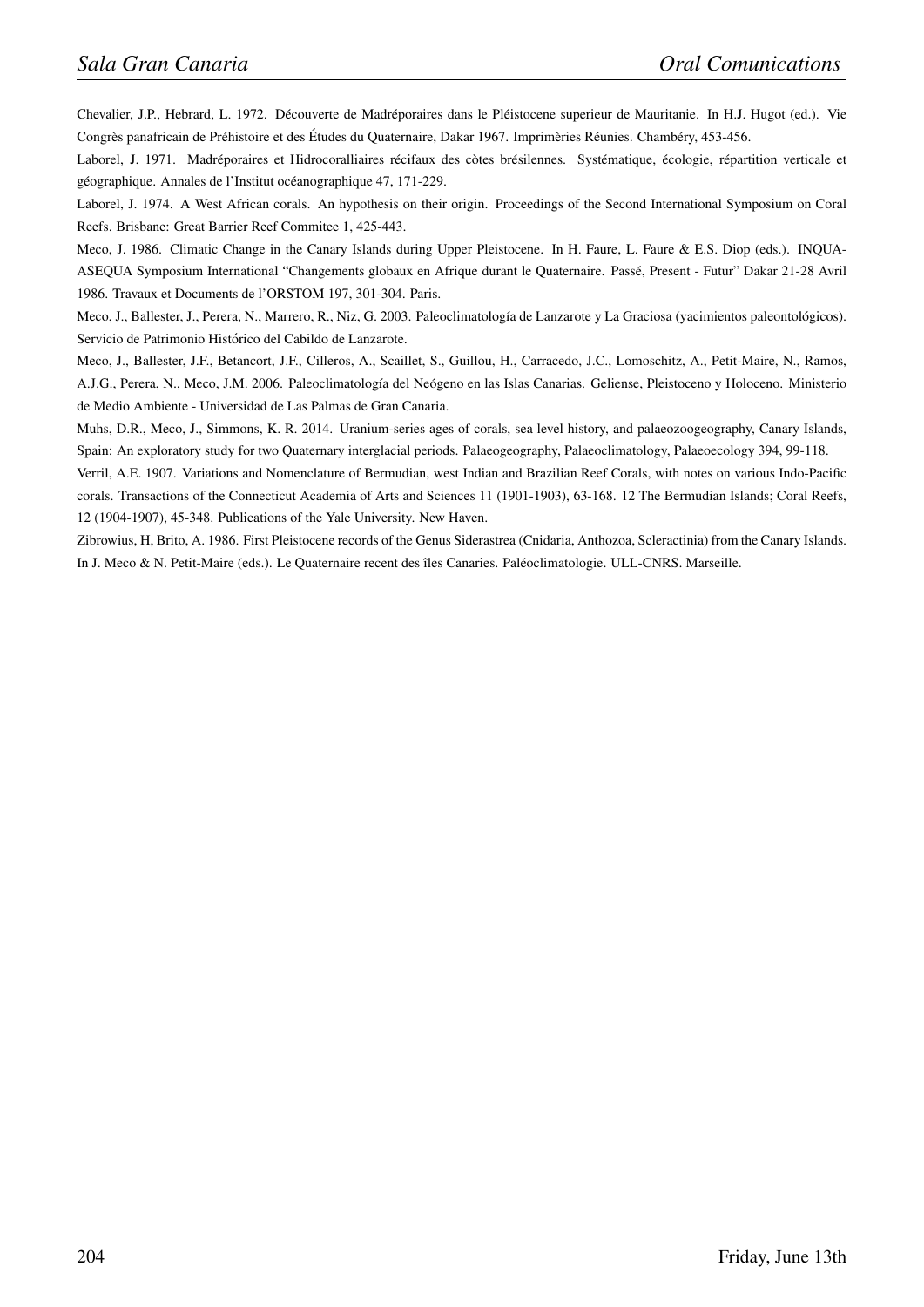Chevalier, J.P., Hebrard, L. 1972. Découverte de Madréporaires dans le Pléistocene superieur de Mauritanie. In H.J. Hugot (ed.). Vie Congrès panafricain de Préhistoire et des Études du Quaternaire, Dakar 1967. Imprimèries Réunies. Chambéry, 453-456.

Laborel, J. 1971. Madréporaires et Hidrocoralliaires récifaux des còtes brésilennes. Systématique, écologie, répartition verticale et géographique. Annales de l'Institut océanographique 47, 171-229.

Laborel, J. 1974. A West African corals. An hypothesis on their origin. Proceedings of the Second International Symposium on Coral Reefs. Brisbane: Great Barrier Reef Commitee 1, 425-443.

Meco, J. 1986. Climatic Change in the Canary Islands during Upper Pleistocene. In H. Faure, L. Faure & E.S. Diop (eds.). INQUA-ASEQUA Symposium International "Changements globaux en Afrique durant le Quaternaire. Passé, Present - Futur" Dakar 21-28 Avril 1986. Travaux et Documents de l'ORSTOM 197, 301-304. Paris.

Meco, J., Ballester, J., Perera, N., Marrero, R., Niz, G. 2003. Paleoclimatología de Lanzarote y La Graciosa (yacimientos paleontológicos). Servicio de Patrimonio Histórico del Cabildo de Lanzarote.

Meco, J., Ballester, J.F., Betancort, J.F., Cilleros, A., Scaillet, S., Guillou, H., Carracedo, J.C., Lomoschitz, A., Petit-Maire, N., Ramos, A.J.G., Perera, N., Meco, J.M. 2006. Paleoclimatología del Neógeno en las Islas Canarias. Geliense, Pleistoceno y Holoceno. Ministerio de Medio Ambiente - Universidad de Las Palmas de Gran Canaria.

Muhs, D.R., Meco, J., Simmons, K. R. 2014. Uranium-series ages of corals, sea level history, and palaeozoogeography, Canary Islands, Spain: An exploratory study for two Quaternary interglacial periods. Palaeogeography, Palaeoclimatology, Palaeoecology 394, 99-118.

Verril, A.E. 1907. Variations and Nomenclature of Bermudian, west Indian and Brazilian Reef Corals, with notes on various Indo-Pacific corals. Transactions of the Connecticut Academia of Arts and Sciences 11 (1901-1903), 63-168. 12 The Bermudian Islands; Coral Reefs, 12 (1904-1907), 45-348. Publications of the Yale University. New Haven.

Zibrowius, H, Brito, A. 1986. First Pleistocene records of the Genus Siderastrea (Cnidaria, Anthozoa, Scleractinia) from the Canary Islands. In J. Meco & N. Petit-Maire (eds.). Le Quaternaire recent des îles Canaries. Paléoclimatologie. ULL-CNRS. Marseille.